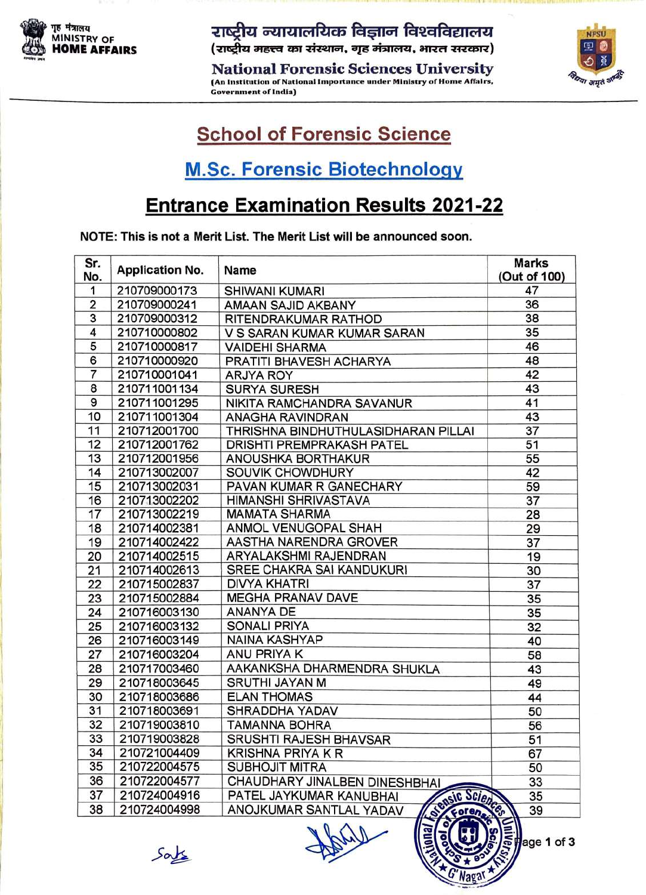गृह मंत्रालय
MINISTRY OF
HOME AFFAIRS

राष्ट्रीय न्यायालयिक विज्ञान विश्वविद्यालय
(राष्ट्रीय महत्त्व का संस्थान, गृह मंत्रालय, भारत सरकार)

**National Forensic Sciences University**
(An Institution of National Importance under Ministry of Home Affairs, Government of India)

## School of Forensic Science

## M.Sc. Forensic Biotechnology

## Entrance Examination Results 2021-22

**NOTE: This is not a Merit List. The Merit List will be announced soon.**

| Sr. No. | Application No. | Name | Marks (Out of 100) |
|---|---|---|---|
| 1 | 210709000173 | SHIWANI KUMARI | 47 |
| 2 | 210709000241 | AMAAN SAJID AKBANY | 36 |
| 3 | 210709000312 | RITENDRAKUMAR RATHOD | 38 |
| 4 | 210710000802 | V S SARAN KUMAR KUMAR SARAN | 35 |
| 5 | 210710000817 | VAIDEHI SHARMA | 46 |
| 6 | 210710000920 | PRATITI BHAVESH ACHARYA | 48 |
| 7 | 210710001041 | ARJYA ROY | 42 |
| 8 | 210711001134 | SURYA SURESH | 43 |
| 9 | 210711001295 | NIKITA RAMCHANDRA SAVANUR | 41 |
| 10 | 210711001304 | ANAGHA RAVINDRAN | 43 |
| 11 | 210712001700 | THRISHNA BINDHUTHULASIDHARAN PILLAI | 37 |
| 12 | 210712001762 | DRISHTI PREMPRAKASH PATEL | 51 |
| 13 | 210712001956 | ANOUSHKA BORTHAKUR | 55 |
| 14 | 210713002007 | SOUVIK CHOWDHURY | 42 |
| 15 | 210713002031 | PAVAN KUMAR R GANECHARY | 59 |
| 16 | 210713002202 | HIMANSHI SHRIVASTAVA | 37 |
| 17 | 210713002219 | MAMATA SHARMA | 28 |
| 18 | 210714002381 | ANMOL VENUGOPAL SHAH | 29 |
| 19 | 210714002422 | AASTHA NARENDRA GROVER | 37 |
| 20 | 210714002515 | ARYALAKSHMI RAJENDRAN | 19 |
| 21 | 210714002613 | SREE CHAKRA SAI KANDUKURI | 30 |
| 22 | 210715002837 | DIVYA KHATRI | 37 |
| 23 | 210715002884 | MEGHA PRANAV DAVE | 35 |
| 24 | 210716003130 | ANANYA DE | 35 |
| 25 | 210716003132 | SONALI PRIYA | 32 |
| 26 | 210716003149 | NAINA KASHYAP | 40 |
| 27 | 210716003204 | ANU PRIYA K | 58 |
| 28 | 210717003460 | AAKANKSHA DHARMENDRA SHUKLA | 43 |
| 29 | 210718003645 | SRUTHI JAYAN M | 49 |
| 30 | 210718003686 | ELAN THOMAS | 44 |
| 31 | 210718003691 | SHRADDHA YADAV | 50 |
| 32 | 210719003810 | TAMANNA BOHRA | 56 |
| 33 | 210719003828 | SRUSHTI RAJESH BHAVSAR | 51 |
| 34 | 210721004409 | KRISHNA PRIYA K R | 67 |
| 35 | 210722004575 | SUBHOJIT MITRA | 50 |
| 36 | 210722004577 | CHAUDHARY JINALBEN DINESHBHAI | 33 |
| 37 | 210724004916 | PATEL JAYKUMAR KANUBHAI | 35 |
| 38 | 210724004998 | ANOJKUMAR SANTLAL YADAV | 39 |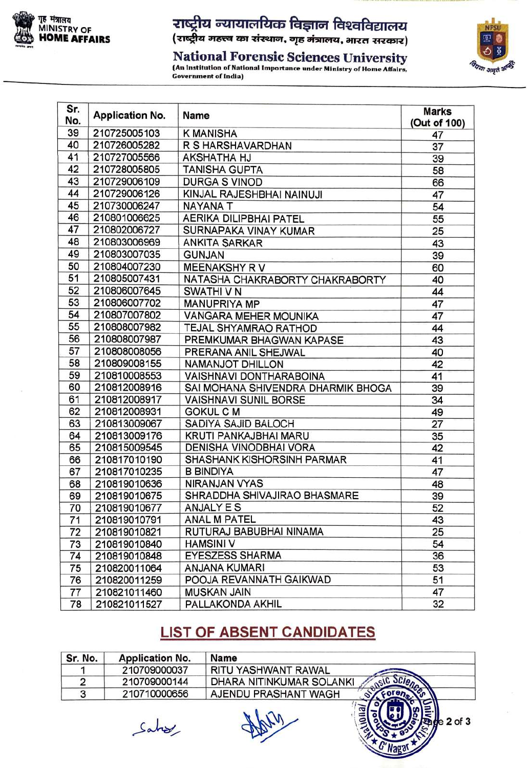राष्ट्रीय न्यायालयिक विज्ञान विश्वविद्यालय
(राष्ट्रीय महत्त्व का संस्थान, गृह मंत्रालय, भारत सरकार)

**National Forensic Sciences University**
(An Institution of National Importance under Ministry of Home Affairs, Government of India)

| Sr. No. | Application No. | Name | Marks (Out of 100) |
|---|---|---|---|
| 39 | 210725005103 | K MANISHA | 47 |
| 40 | 210726005282 | R S HARSHAVARDHAN | 37 |
| 41 | 210727005566 | AKSHATHA HJ | 39 |
| 42 | 210728005805 | TANISHA GUPTA | 58 |
| 43 | 210729006109 | DURGA S VINOD | 66 |
| 44 | 210729006126 | KINJAL RAJESHBHAI NAINUJI | 47 |
| 45 | 210730006247 | NAYANA T | 54 |
| 46 | 210801006625 | AERIKA DILIPBHAI PATEL | 55 |
| 47 | 210802006727 | SURNAPAKA VINAY KUMAR | 25 |
| 48 | 210803006969 | ANKITA SARKAR | 43 |
| 49 | 210803007035 | GUNJAN | 39 |
| 50 | 210804007230 | MEENAKSHY R V | 60 |
| 51 | 210805007431 | NATASHA CHAKRABORTY CHAKRABORTY | 40 |
| 52 | 210806007645 | SWATHI V N | 44 |
| 53 | 210806007702 | MANUPRIYA MP | 47 |
| 54 | 210807007802 | VANGARA MEHER MOUNIKA | 47 |
| 55 | 210808007982 | TEJAL SHYAMRAO RATHOD | 44 |
| 56 | 210808007987 | PREMKUMAR BHAGWAN KAPASE | 43 |
| 57 | 210808008056 | PRERANA ANIL SHEJWAL | 40 |
| 58 | 210809008155 | NAMANJOT DHILLON | 42 |
| 59 | 210810008553 | VAISHNAVI DONTHARABOINA | 41 |
| 60 | 210812008916 | SAI MOHANA SHIVENDRA DHARMIK BHOGA | 39 |
| 61 | 210812008917 | VAISHNAVI SUNIL BORSE | 34 |
| 62 | 210812008931 | GOKUL C M | 49 |
| 63 | 210813009067 | SADIYA SAJID BALOCH | 27 |
| 64 | 210813009176 | KRUTI PANKAJBHAI MARU | 35 |
| 65 | 210815009545 | DENISHA VINODBHAI VORA | 42 |
| 66 | 210817010190 | SHASHANK KISHORSINH PARMAR | 41 |
| 67 | 210817010235 | B BINDIYA | 47 |
| 68 | 210819010636 | NIRANJAN VYAS | 48 |
| 69 | 210819010675 | SHRADDHA SHIVAJIRAO BHASMARE | 39 |
| 70 | 210819010677 | ANJALY E S | 52 |
| 71 | 210819010791 | ANAL M PATEL | 43 |
| 72 | 210819010821 | RUTURAJ BABUBHAI NINAMA | 25 |
| 73 | 210819010840 | HAMSINI V | 54 |
| 74 | 210819010848 | EYESZESS SHARMA | 36 |
| 75 | 210820011064 | ANJANA KUMARI | 53 |
| 76 | 210820011259 | POOJA REVANNATH GAIKWAD | 51 |
| 77 | 210821011460 | MUSKAN JAIN | 47 |
| 78 | 210821011527 | PALLAKONDA AKHIL | 32 |

## LIST OF ABSENT CANDIDATES

| Sr. No. | Application No. | Name |
|---|---|---|
| 1 | 210709000037 | RITU YASHWANT RAWAL |
| 2 | 210709000144 | DHARA NITINKUMAR SOLANKI |
| 3 | 210710000656 | AJENDU PRASHANT WAGH |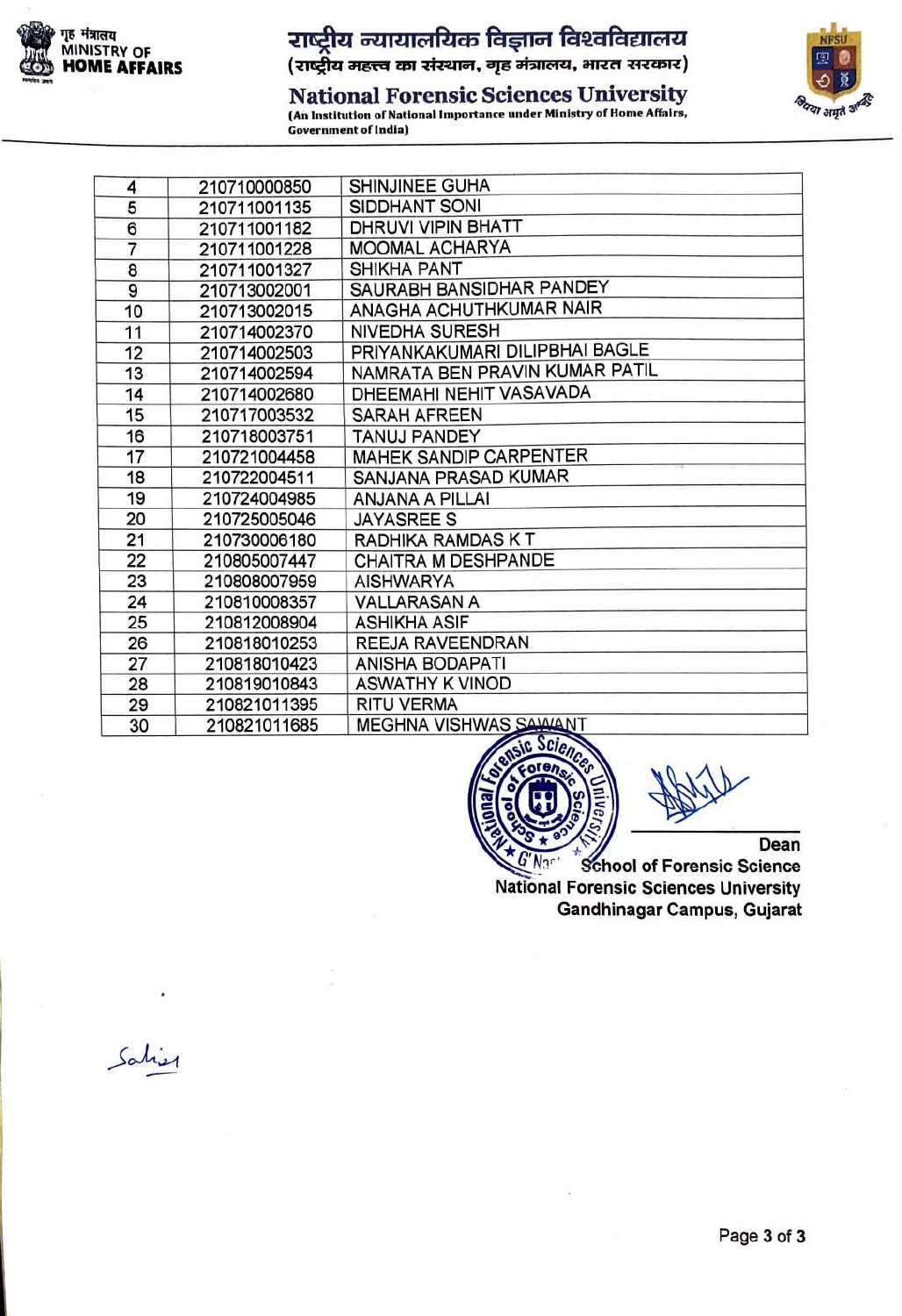| | | |
|---|---|---|
| 4 | 210710000850 | SHINJINEE GUHA |
| 5 | 210711001135 | SIDDHANT SONI |
| 6 | 210711001182 | DHRUVI VIPIN BHATT |
| 7 | 210711001228 | MOOMAL ACHARYA |
| 8 | 210711001327 | SHIKHA PANT |
| 9 | 210713002001 | SAURABH BANSIDHAR PANDEY |
| 10 | 210713002015 | ANAGHA ACHUTHKUMAR NAIR |
| 11 | 210714002370 | NIVEDHA SURESH |
| 12 | 210714002503 | PRIYANKAKUMARI DILIPBHAI BAGLE |
| 13 | 210714002594 | NAMRATA BEN PRAVIN KUMAR PATIL |
| 14 | 210714002680 | DHEEMAHI NEHIT VASAVADA |
| 15 | 210717003532 | SARAH AFREEN |
| 16 | 210718003751 | TANUJ PANDEY |
| 17 | 210721004458 | MAHEK SANDIP CARPENTER |
| 18 | 210722004511 | SANJANA PRASAD KUMAR |
| 19 | 210724004985 | ANJANA A PILLAI |
| 20 | 210725005046 | JAYASREE S |
| 21 | 210730006180 | RADHIKA RAMDAS K T |
| 22 | 210805007447 | CHAITRA M DESHPANDE |
| 23 | 210808007959 | AISHWARYA |
| 24 | 210810008357 | VALLARASAN A |
| 25 | 210812008904 | ASHIKHA ASIF |
| 26 | 210818010253 | REEJA RAVEENDRAN |
| 27 | 210818010423 | ANISHA BODAPATI |
| 28 | 210819010843 | ASWATHY K VINOD |
| 29 | 210821011395 | RITU VERMA |
| 30 | 210821011685 | MEGHNA VISHWAS SAWANT |

**Dean**
**School of Forensic Science**
**National Forensic Sciences University**
**Gandhinagar Campus, Gujarat**